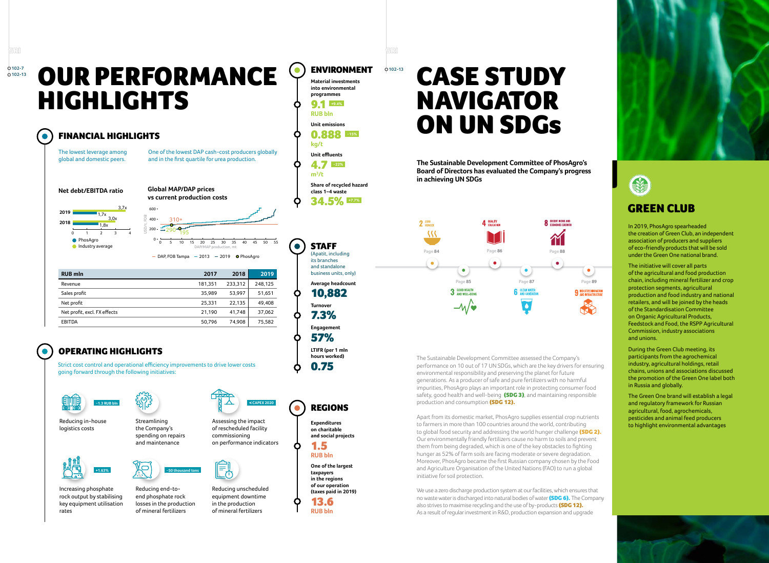102-7
102-13

# OUR PERFORMANCE HIGHLIGHTS

## FINANCIAL HIGHLIGHTS

The lowest leverage among global and domestic peers.

One of the lowest DAP cash-cost producers globally and in the first quartile for urea production.

### Net debt/EBITDA ratio

| | PhosAgro | Industry average |
|---|---|---|
| 2019 | 1.7x | 3.7x |
| 2018 | 1.8x | 3.0x |

### Global MAP/DAP prices vs current production costs

DAP, FOB Tampa — 2013 — 2019 ● PhosAgro

310+ / 290 / 195

DAP/MAP production, mt

| RUB mln | 2017 | 2018 | 2019 |
|---|---|---|---|
| Revenue | 181,351 | 233,312 | 248,125 |
| Sales profit | 35,989 | 53,997 | 51,651 |
| Net profit | 25,331 | 22,135 | 49,408 |
| Net profit, excl. FX effects | 21,190 | 41,748 | 37,062 |
| EBITDA | 50,796 | 74,908 | 75,582 |

## OPERATING HIGHLIGHTS

Strict cost control and operational efficiency improvements to drive lower costs going forward through the following initiatives:

- Reducing in-house logistics costs (~1.3 RUB bln)
- Streamlining the Company's spending on repairs and maintenance
- Assessing the impact of rescheduled facility commissioning on performance indicators (< CAPEX 2020)
- Increasing phosphate rock output by stabilising key equipment utilisation rates (+1.63%)
- Reducing end-to-end phosphate rock losses in the production of mineral fertilizers (~50 thousand tons)
- Reducing unscheduled equipment downtime in the production of mineral fertilizers

## ENVIRONMENT

Material investments into environmental programmes
**9.1** RUB bln (+9.4%)

Unit emissions
**0.888** kg/t (−15%)

Unit effluents
**4.7** $m^3/t$ (−22%)

Share of recycled hazard class 1–4 waste
**34.5%** (+7.7%)

## STAFF

(Apatit, including its branches and standalone business units, only)

Average headcount
**10,882**

Turnover
**7.3%**

Engagement
**57%**

LTIFR (per 1 mln hours worked)
**0.75**

## REGIONS

Expenditures on charitable and social projects
**1.5** RUB bln

One of the largest taxpayers in the regions of our operation (taxes paid in 2019)
**13.6** RUB bln

102-13

# CASE STUDY NAVIGATOR ON UN SDGs

**The Sustainable Development Committee of PhosAgro's Board of Directors has evaluated the Company's progress in achieving UN SDGs**

- 2 Zero hunger — Page 84
- 3 Good health and well-being — Page 85
- 4 Quality education — Page 86
- 6 Clean water and sanitation — Page 87
- 8 Decent work and economic growth — Page 88
- 9 Industry, innovation and infrastructure — Page 89

The Sustainable Development Committee assessed the Company's performance on 10 out of 17 UN SDGs, which are the key drivers for ensuring environmental responsibility and preserving the planet for future generations. As a producer of safe and pure fertilizers with no harmful impurities, PhosAgro plays an important role in protecting consumer food safety, good health and well-being **(SDG 3)**, and maintaining responsible production and consumption **(SDG 12)**.

Apart from its domestic market, PhosAgro supplies essential crop nutrients to farmers in more than 100 countries around the world, contributing to global food security and addressing the world hunger challenge **(SDG 2)**. Our environmentally friendly fertilizers cause no harm to soils and prevent them from being degraded, which is one of the key obstacles to fighting hunger as 52% of farm soils are facing moderate or severe degradation. Moreover, PhosAgro became the first Russian company chosen by the Food and Agriculture Organisation of the United Nations (FAO) to run a global initiative for soil protection.

We use a zero discharge production system at our facilities, which ensures that no waste water is discharged into natural bodies of water **(SDG 6)**. The Company also strives to maximise recycling and the use of by-products **(SDG 12)**. As a result of regular investment in R&D, production expansion and upgrade

## GREEN CLUB

In 2019, PhosAgro spearheaded the creation of Green Club, an independent association of producers and suppliers of eco-friendly products that will be sold under the Green One national brand.

The initiative will cover all parts of the agricultural and food production chain, including mineral fertilizer and crop protection segments, agricultural production and food industry and national retailers, and will be joined by the heads of the Standardisation Committee on Organic Agricultural Products, Feedstock and Food, the RSPP Agricultural Commission, industry associations and unions.

During the Green Club meeting, its participants from the agrochemical industry, agricultural holdings, retail chains, unions and associations discussed the promotion of the Green One label both in Russia and globally.

The Green One brand will establish a legal and regulatory framework for Russian agricultural, food, agrochemicals, pesticides and animal feed producers to highlight environmental advantages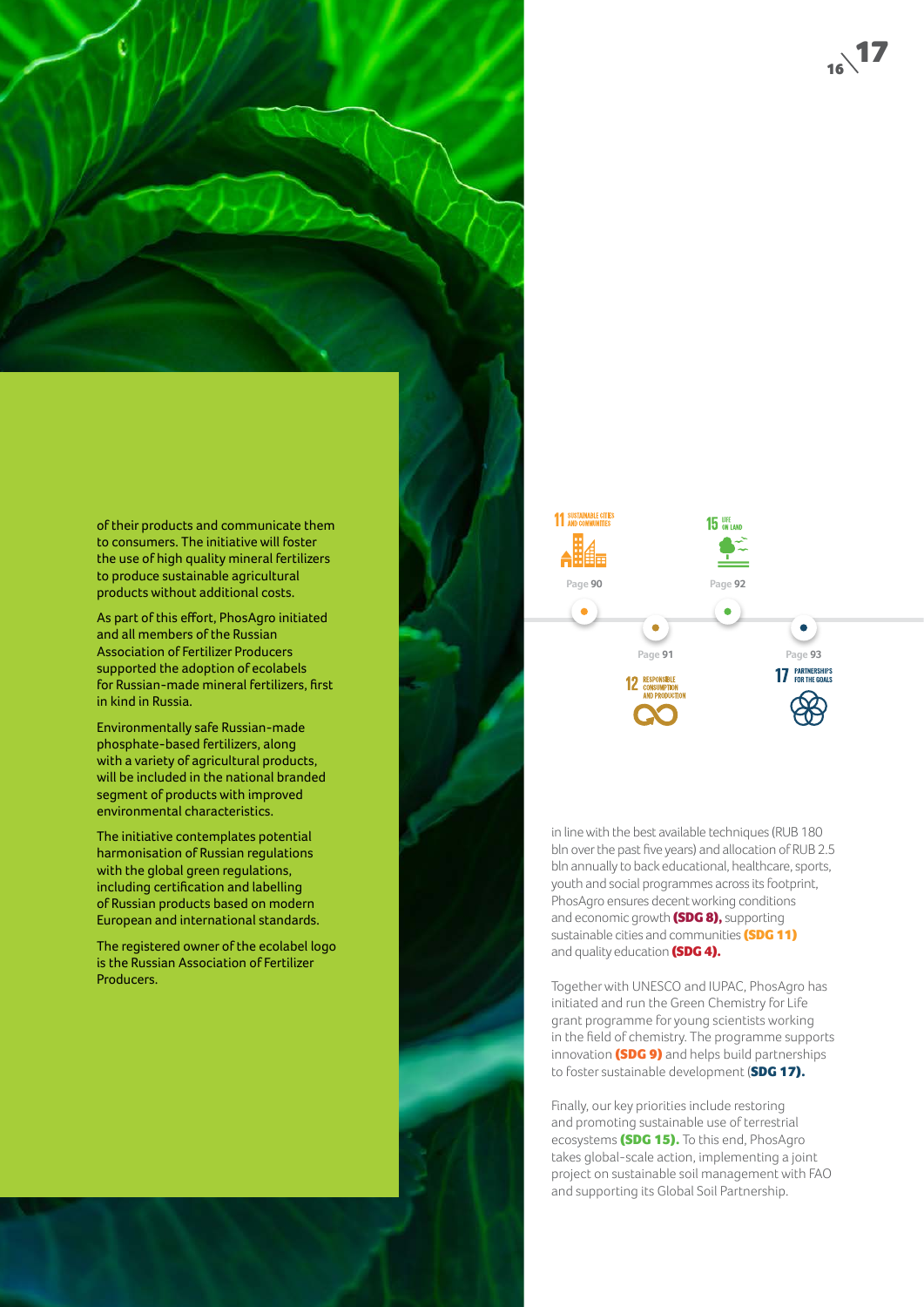of their products and communicate them to consumers. The initiative will foster the use of high quality mineral fertilizers to produce sustainable agricultural products without additional costs.

As part of this effort, PhosAgro initiated and all members of the Russian Association of Fertilizer Producers supported the adoption of ecolabels for Russian-made mineral fertilizers, first in kind in Russia.

Environmentally safe Russian-made phosphate-based fertilizers, along with a variety of agricultural products, will be included in the national branded segment of products with improved environmental characteristics.

The initiative contemplates potential harmonisation of Russian regulations with the global green regulations, including certification and labelling of Russian products based on modern European and international standards.

The registered owner of the ecolabel logo is the Russian Association of Fertilizer Producers.

11 SUSTAINABLE CITIES AND COMMUNITIES

Page 90

15 LIFE ON LAND

Page 92

Page 91

12 RESPONSIBLE CONSUMPTION AND PRODUCTION

Page 93

17 PARTNERSHIPS FOR THE GOALS

in line with the best available techniques (RUB 180 bln over the past five years) and allocation of RUB 2.5 bln annually to back educational, healthcare, sports, youth and social programmes across its footprint, PhosAgro ensures decent working conditions and economic growth **(SDG 8),** supporting sustainable cities and communities **(SDG 11)** and quality education **(SDG 4).**

Together with UNESCO and IUPAC, PhosAgro has initiated and run the Green Chemistry for Life grant programme for young scientists working in the field of chemistry. The programme supports innovation **(SDG 9)** and helps build partnerships to foster sustainable development (**SDG 17).**

Finally, our key priorities include restoring and promoting sustainable use of terrestrial ecosystems **(SDG 15).** To this end, PhosAgro takes global-scale action, implementing a joint project on sustainable soil management with FAO and supporting its Global Soil Partnership.